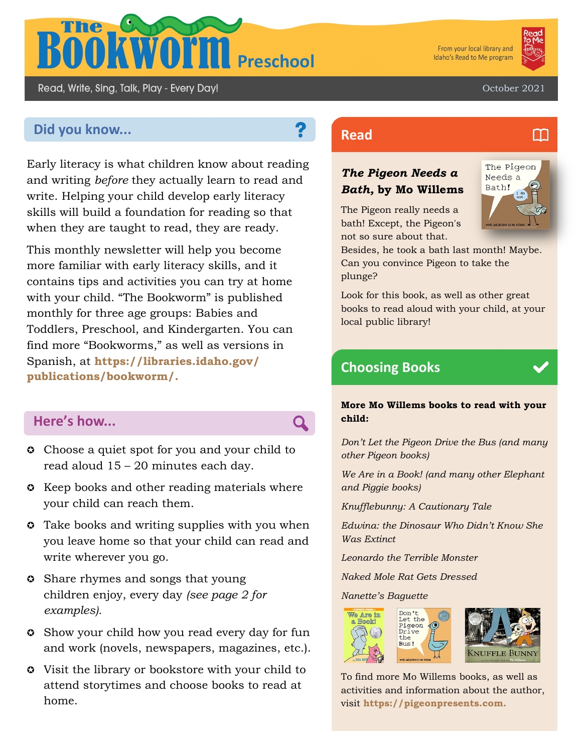# The Bookworm Preschool

From your local library and Idaho's Read to Me program

Read, Write, Sing, Talk, Play - Every Day!

October 2021

## Did you know...

Early literacy is what children know about reading and writing *before* they actually learn to read and write. Helping your child develop early literacy skills will build a foundation for reading so that when they are taught to read, they are ready.

This monthly newsletter will help you become more familiar with early literacy skills, and it contains tips and activities you can try at home with your child. "The Bookworm" is published monthly for three age groups: Babies and Toddlers, Preschool, and Kindergarten. You can find more "Bookworms," as well as versions in Spanish, at **https://libraries.idaho.gov/publications/bookworm/.**

## Here's how...

- Choose a quiet spot for you and your child to read aloud 15 – 20 minutes each day.
- Keep books and other reading materials where your child can reach them.
- Take books and writing supplies with you when you leave home so that your child can read and write wherever you go.
- Share rhymes and songs that young children enjoy, every day *(see page 2 for examples).*
- Show your child how you read every day for fun and work (novels, newspapers, magazines, etc.).
- Visit the library or bookstore with your child to attend storytimes and choose books to read at home.

## Read

***The Pigeon Needs a Bath*, by Mo Willems**

The Pigeon really needs a bath! Except, the Pigeon's not so sure about that. Besides, he took a bath last month! Maybe. Can you convince Pigeon to take the plunge?

Look for this book, as well as other great books to read aloud with your child, at your local public library!

## Choosing Books

**More Mo Willems books to read with your child:**

*Don't Let the Pigeon Drive the Bus (and many other Pigeon books)*

*We Are in a Book! (and many other Elephant and Piggie books)*

*Knufflebunny: A Cautionary Tale*

*Edwina: the Dinosaur Who Didn't Know She Was Extinct*

*Leonardo the Terrible Monster*

*Naked Mole Rat Gets Dressed*

*Nanette's Baguette*

To find more Mo Willems books, as well as activities and information about the author, visit **https://pigeonpresents.com.**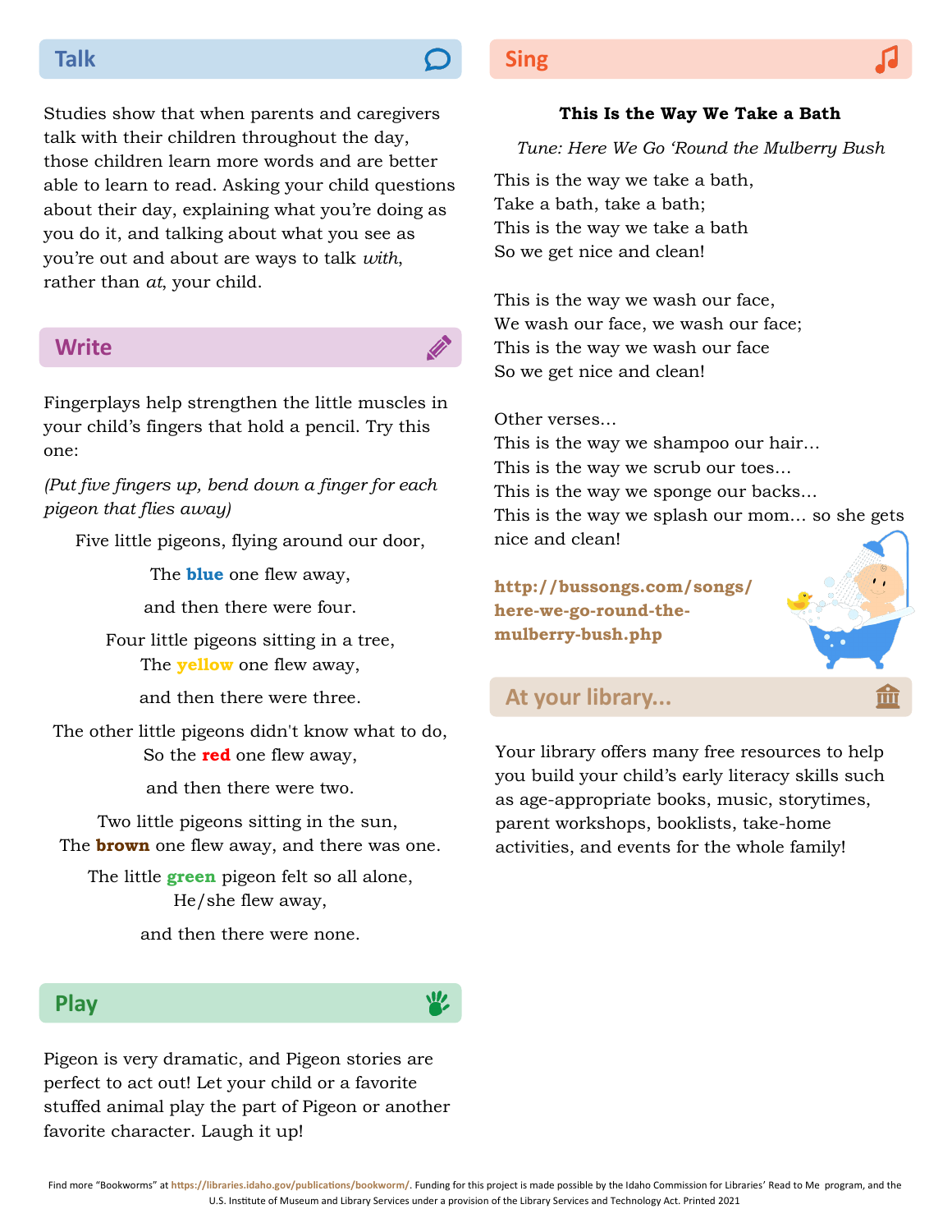## Talk

Studies show that when parents and caregivers talk with their children throughout the day, those children learn more words and are better able to learn to read. Asking your child questions about their day, explaining what you're doing as you do it, and talking about what you see as you're out and about are ways to talk *with*, rather than *at*, your child.

## Write

Fingerplays help strengthen the little muscles in your child's fingers that hold a pencil. Try this one:

*(Put five fingers up, bend down a finger for each pigeon that flies away)*

Five little pigeons, flying around our door,

The **blue** one flew away,

and then there were four.

Four little pigeons sitting in a tree,
The **yellow** one flew away,

and then there were three.

The other little pigeons didn't know what to do,
So the **red** one flew away,

and then there were two.

Two little pigeons sitting in the sun,
The **brown** one flew away, and there was one.

The little **green** pigeon felt so all alone,
He/she flew away,

and then there were none.

## Play

Pigeon is very dramatic, and Pigeon stories are perfect to act out! Let your child or a favorite stuffed animal play the part of Pigeon or another favorite character. Laugh it up!

## Sing

**This Is the Way We Take a Bath**

*Tune: Here We Go 'Round the Mulberry Bush*

This is the way we take a bath,
Take a bath, take a bath;
This is the way we take a bath
So we get nice and clean!

This is the way we wash our face,
We wash our face, we wash our face;
This is the way we wash our face
So we get nice and clean!

Other verses…
This is the way we shampoo our hair…
This is the way we scrub our toes…
This is the way we sponge our backs…
This is the way we splash our mom… so she gets nice and clean!

**http://bussongs.com/songs/here-we-go-round-the-mulberry-bush.php**

## At your library...

Your library offers many free resources to help you build your child's early literacy skills such as age-appropriate books, music, storytimes, parent workshops, booklists, take-home activities, and events for the whole family!

Find more "Bookworms" at https://libraries.idaho.gov/publications/bookworm/. Funding for this project is made possible by the Idaho Commission for Libraries' Read to Me program, and the U.S. Institute of Museum and Library Services under a provision of the Library Services and Technology Act. Printed 2021